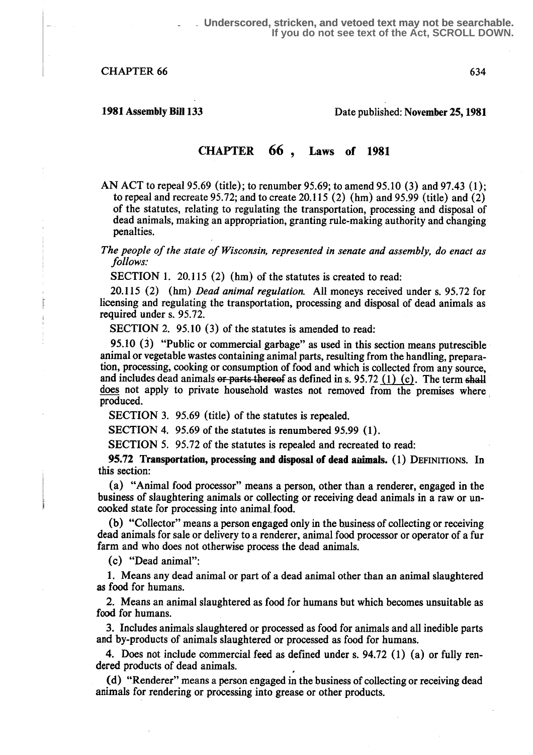Underscored, stricken, and vetoed text may not be searchable. If you do not see text of the Act, SCROLL DOWN.

CHAPTER 66

**1981 Assembly Bill 133** Date published: **November 25, 1981**

# CHAPTER 66 , Laws of 1981

AN ACT to repeal 95.69 (title); to renumber 95.69; to amend 95.10 (3) and 97.43 (1); to repeal and recreate 95.72; and to create 20.115 (2) (hm) and 95.99 (title) and (2) of the statutes, relating to regulating the transportation, processing and disposal of dead animals, making an appropriation, granting rule-making authority and changing penalties.

*The people of the state of Wisconsin, represented in senate and assembly, do enact as follows:*

SECTION 1. 20.115 (2) (hm) of the statutes is created to read:

20.115 (2) (hm) *Dead animal regulation.* All moneys received under s. 95.72 for licensing and regulating the transportation, processing and disposal of dead animals as required under s. 95.72.

SECTION 2. 95.10 (3) of the statutes is amended to read:

95.10 (3) "Public or commercial garbage" as used in this section means putrescible animal or vegetable wastes containing animal parts, resulting from the handling, preparation, processing, cooking or consumption of food and which is collected from any source, and includes dead animals ~~or parts thereof~~ as defined in s. 95.72 <u>(1) (c)</u>. The term ~~shall~~ <u>does</u> not apply to private household wastes not removed from the premises where produced.

SECTION 3. 95.69 (title) of the statutes is repealed.

SECTION 4. 95.69 of the statutes is renumbered 95.99 (1).

SECTION 5. 95.72 of the statutes is repealed and recreated to read:

**95.72 Transportation, processing and disposal of dead animals.** (1) DEFINITIONS. In this section:

(a) "Animal food processor" means a person, other than a renderer, engaged in the business of slaughtering animals or collecting or receiving dead animals in a raw or uncooked state for processing into animal food.

(b) "Collector" means a person engaged only in the business of collecting or receiving dead animals for sale or delivery to a renderer, animal food processor or operator of a fur farm and who does not otherwise process the dead animals.

(c) "Dead animal":

1. Means any dead animal or part of a dead animal other than an animal slaughtered as food for humans.

2. Means an animal slaughtered as food for humans but which becomes unsuitable as food for humans.

3. Includes animals slaughtered or processed as food for animals and all inedible parts and by-products of animals slaughtered or processed as food for humans.

4. Does not include commercial feed as defined under s. 94.72 (1) (a) or fully rendered products of dead animals.

(d) "Renderer" means a person engaged in the business of collecting or receiving dead animals for rendering or processing into grease or other products.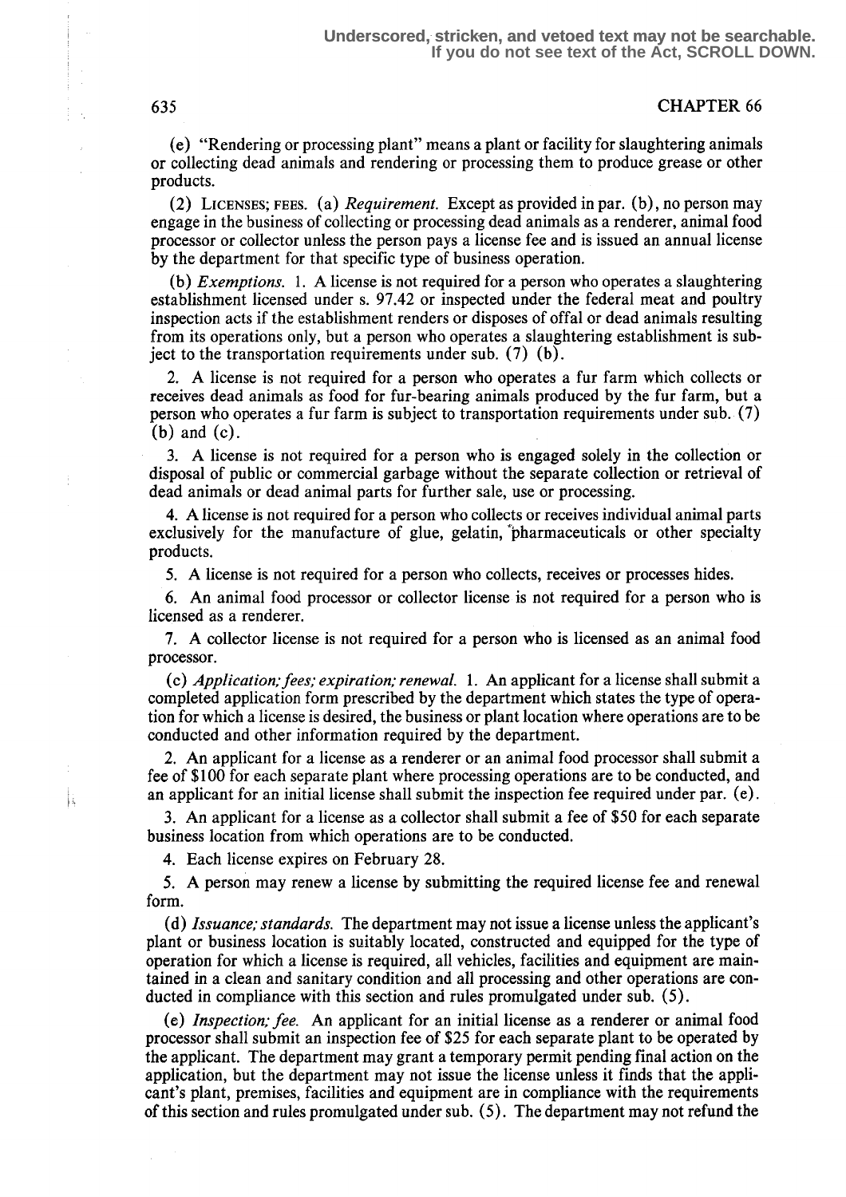(e) "Rendering or processing plant" means a plant or facility for slaughtering animals or collecting dead animals and rendering or processing them to produce grease or other products.

(2) LICENSES; FEES. (a) *Requirement.* Except as provided in par. (b), no person may engage in the business of collecting or processing dead animals as a renderer, animal food processor or collector unless the person pays a license fee and is issued an annual license by the department for that specific type of business operation.

(b) *Exemptions.* 1. A license is not required for a person who operates a slaughtering establishment licensed under s. 97.42 or inspected under the federal meat and poultry inspection acts if the establishment renders or disposes of offal or dead animals resulting from its operations only, but a person who operates a slaughtering establishment is subject to the transportation requirements under sub. (7) (b).

2. A license is not required for a person who operates a fur farm which collects or receives dead animals as food for fur-bearing animals produced by the fur farm, but a person who operates a fur farm is subject to transportation requirements under sub. (7) (b) and (c).

3. A license is not required for a person who is engaged solely in the collection or disposal of public or commercial garbage without the separate collection or retrieval of dead animals or dead animal parts for further sale, use or processing.

4. A license is not required for a person who collects or receives individual animal parts exclusively for the manufacture of glue, gelatin, pharmaceuticals or other specialty products.

5. A license is not required for a person who collects, receives or processes hides.

6. An animal food processor or collector license is not required for a person who is licensed as a renderer.

7. A collector license is not required for a person who is licensed as an animal food processor.

(c) *Application; fees; expiration; renewal.* 1. An applicant for a license shall submit a completed application form prescribed by the department which states the type of operation for which a license is desired, the business or plant location where operations are to be conducted and other information required by the department.

2. An applicant for a license as a renderer or an animal food processor shall submit a fee of $100 for each separate plant where processing operations are to be conducted, and an applicant for an initial license shall submit the inspection fee required under par. (e).

3. An applicant for a license as a collector shall submit a fee of $50 for each separate business location from which operations are to be conducted.

4. Each license expires on February 28.

5. A person may renew a license by submitting the required license fee and renewal form.

(d) *Issuance; standards.* The department may not issue a license unless the applicant's plant or business location is suitably located, constructed and equipped for the type of operation for which a license is required, all vehicles, facilities and equipment are maintained in a clean and sanitary condition and all processing and other operations are conducted in compliance with this section and rules promulgated under sub. (5).

(e) *Inspection; fee.* An applicant for an initial license as a renderer or animal food processor shall submit an inspection fee of $25 for each separate plant to be operated by the applicant. The department may grant a temporary permit pending final action on the application, but the department may not issue the license unless it finds that the applicant's plant, premises, facilities and equipment are in compliance with the requirements of this section and rules promulgated under sub. (5). The department may not refund the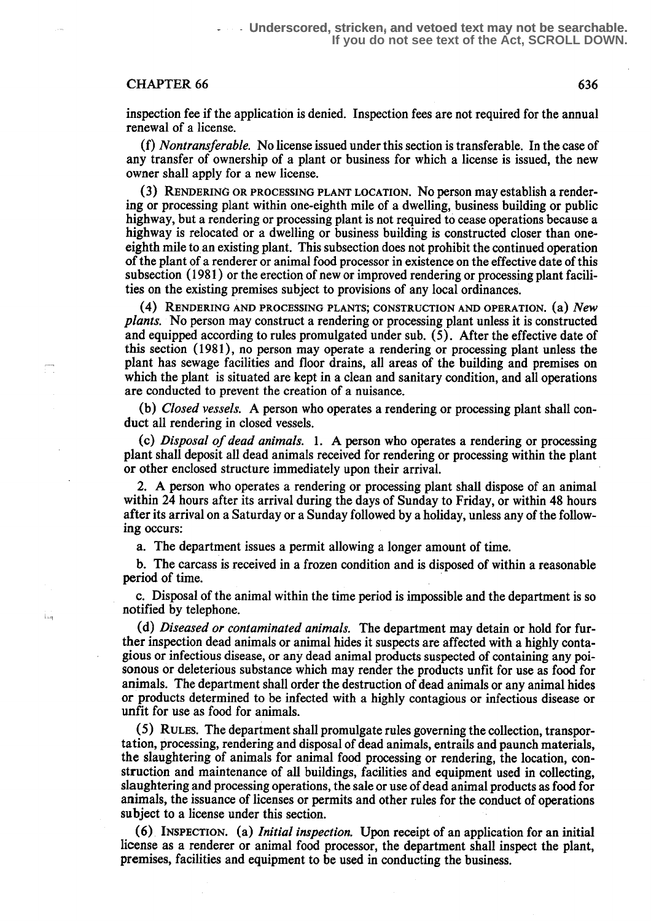inspection fee if the application is denied. Inspection fees are not required for the annual renewal of a license.

(f) *Nontransferable.* No license issued under this section is transferable. In the case of any transfer of ownership of a plant or business for which a license is issued, the new owner shall apply for a new license.

(3) RENDERING OR PROCESSING PLANT LOCATION. No person may establish a rendering or processing plant within one-eighth mile of a dwelling, business building or public highway, but a rendering or processing plant is not required to cease operations because a highway is relocated or a dwelling or business building is constructed closer than one-eighth mile to an existing plant. This subsection does not prohibit the continued operation of the plant of a renderer or animal food processor in existence on the effective date of this subsection (1981) or the erection of new or improved rendering or processing plant facilities on the existing premises subject to provisions of any local ordinances.

(4) RENDERING AND PROCESSING PLANTS; CONSTRUCTION AND OPERATION. (a) *New plants.* No person may construct a rendering or processing plant unless it is constructed and equipped according to rules promulgated under sub. (5). After the effective date of this section (1981), no person may operate a rendering or processing plant unless the plant has sewage facilities and floor drains, all areas of the building and premises on which the plant is situated are kept in a clean and sanitary condition, and all operations are conducted to prevent the creation of a nuisance.

(b) *Closed vessels.* A person who operates a rendering or processing plant shall conduct all rendering in closed vessels.

(c) *Disposal of dead animals.* 1. A person who operates a rendering or processing plant shall deposit all dead animals received for rendering or processing within the plant or other enclosed structure immediately upon their arrival.

2. A person who operates a rendering or processing plant shall dispose of an animal within 24 hours after its arrival during the days of Sunday to Friday, or within 48 hours after its arrival on a Saturday or a Sunday followed by a holiday, unless any of the following occurs:

a. The department issues a permit allowing a longer amount of time.

b. The carcass is received in a frozen condition and is disposed of within a reasonable period of time.

c. Disposal of the animal within the time period is impossible and the department is so notified by telephone.

(d) *Diseased or contaminated animals.* The department may detain or hold for further inspection dead animals or animal hides it suspects are affected with a highly contagious or infectious disease, or any dead animal products suspected of containing any poisonous or deleterious substance which may render the products unfit for use as food for animals. The department shall order the destruction of dead animals or any animal hides or products determined to be infected with a highly contagious or infectious disease or unfit for use as food for animals.

(5) RULES. The department shall promulgate rules governing the collection, transportation, processing, rendering and disposal of dead animals, entrails and paunch materials, the slaughtering of animals for animal food processing or rendering, the location, construction and maintenance of all buildings, facilities and equipment used in collecting, slaughtering and processing operations, the sale or use of dead animal products as food for animals, the issuance of licenses or permits and other rules for the conduct of operations subject to a license under this section.

(6) INSPECTION. (a) *Initial inspection.* Upon receipt of an application for an initial license as a renderer or animal food processor, the department shall inspect the plant, premises, facilities and equipment to be used in conducting the business.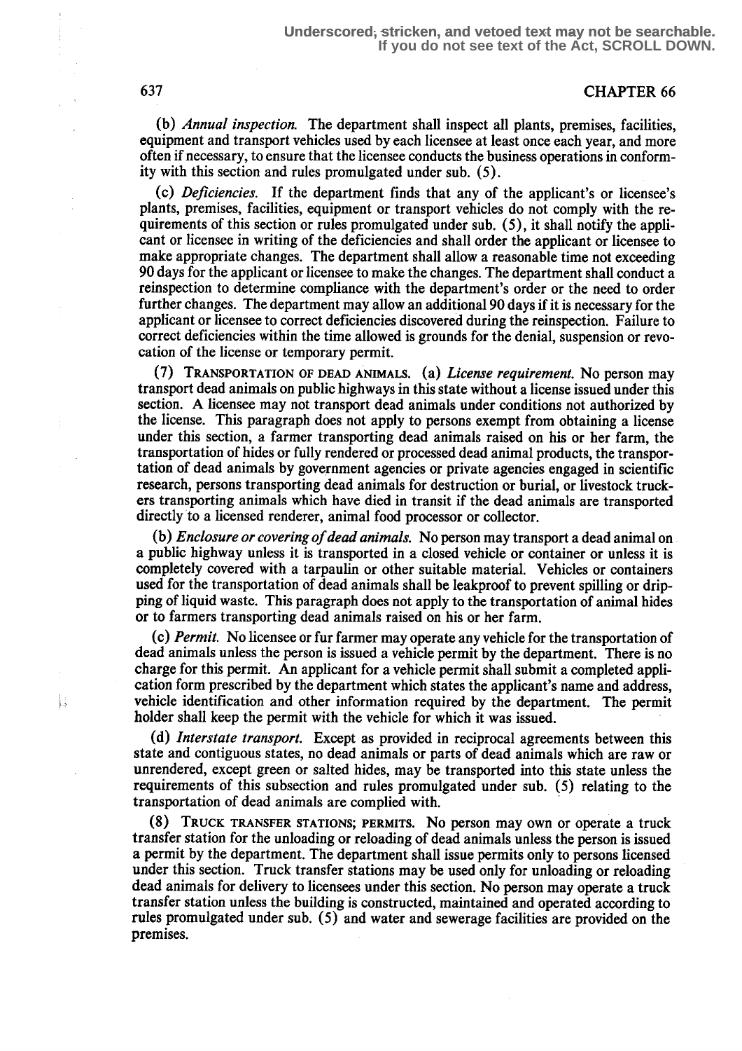(b) *Annual inspection.* The department shall inspect all plants, premises, facilities, equipment and transport vehicles used by each licensee at least once each year, and more often if necessary, to ensure that the licensee conducts the business operations in conformity with this section and rules promulgated under sub. (5).

(c) *Deficiencies.* If the department finds that any of the applicant's or licensee's plants, premises, facilities, equipment or transport vehicles do not comply with the requirements of this section or rules promulgated under sub. (5), it shall notify the applicant or licensee in writing of the deficiencies and shall order the applicant or licensee to make appropriate changes. The department shall allow a reasonable time not exceeding 90 days for the applicant or licensee to make the changes. The department shall conduct a reinspection to determine compliance with the department's order or the need to order further changes. The department may allow an additional 90 days if it is necessary for the applicant or licensee to correct deficiencies discovered during the reinspection. Failure to correct deficiencies within the time allowed is grounds for the denial, suspension or revocation of the license or temporary permit.

(7) TRANSPORTATION OF DEAD ANIMALS. (a) *License requirement.* No person may transport dead animals on public highways in this state without a license issued under this section. A licensee may not transport dead animals under conditions not authorized by the license. This paragraph does not apply to persons exempt from obtaining a license under this section, a farmer transporting dead animals raised on his or her farm, the transportation of hides or fully rendered or processed dead animal products, the transportation of dead animals by government agencies or private agencies engaged in scientific research, persons transporting dead animals for destruction or burial, or livestock truckers transporting animals which have died in transit if the dead animals are transported directly to a licensed renderer, animal food processor or collector.

(b) *Enclosure or covering of dead animals.* No person may transport a dead animal on a public highway unless it is transported in a closed vehicle or container or unless it is completely covered with a tarpaulin or other suitable material. Vehicles or containers used for the transportation of dead animals shall be leakproof to prevent spilling or dripping of liquid waste. This paragraph does not apply to the transportation of animal hides or to farmers transporting dead animals raised on his or her farm.

(c) *Permit.* No licensee or fur farmer may operate any vehicle for the transportation of dead animals unless the person is issued a vehicle permit by the department. There is no charge for this permit. An applicant for a vehicle permit shall submit a completed application form prescribed by the department which states the applicant's name and address, vehicle identification and other information required by the department. The permit holder shall keep the permit with the vehicle for which it was issued.

(d) *Interstate transport.* Except as provided in reciprocal agreements between this state and contiguous states, no dead animals or parts of dead animals which are raw or unrendered, except green or salted hides, may be transported into this state unless the requirements of this subsection and rules promulgated under sub. (5) relating to the transportation of dead animals are complied with.

(8) TRUCK TRANSFER STATIONS; PERMITS. No person may own or operate a truck transfer station for the unloading or reloading of dead animals unless the person is issued a permit by the department. The department shall issue permits only to persons licensed under this section. Truck transfer stations may be used only for unloading or reloading dead animals for delivery to licensees under this section. No person may operate a truck transfer station unless the building is constructed, maintained and operated according to rules promulgated under sub. (5) and water and sewerage facilities are provided on the premises.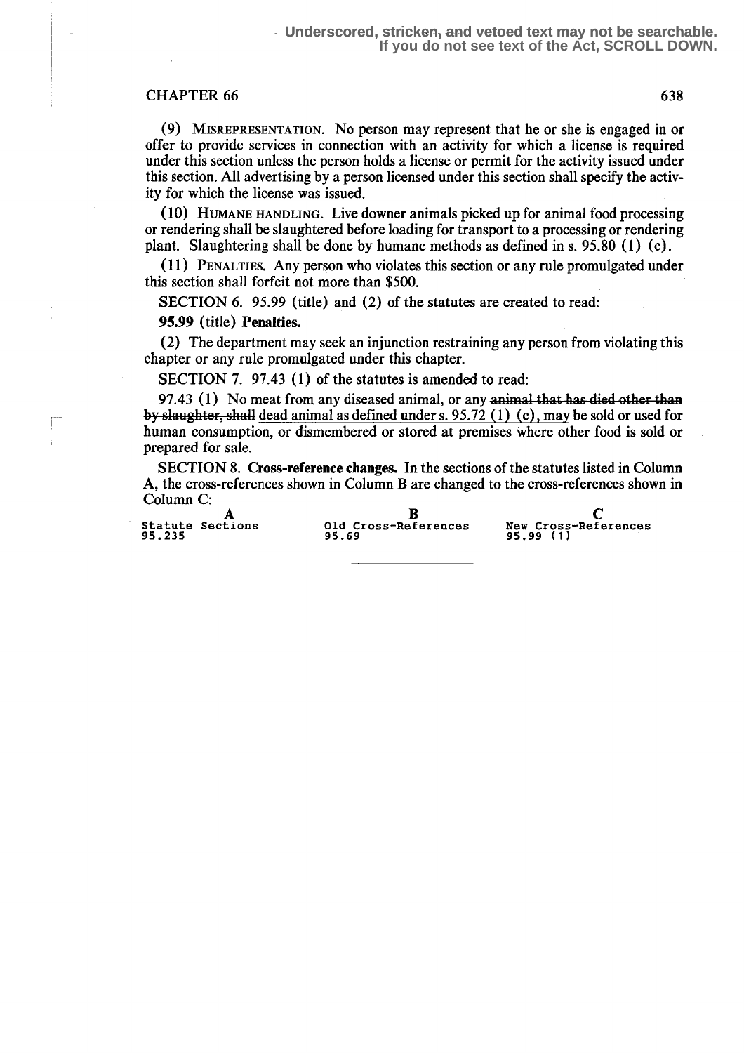Underscored, stricken, and vetoed text may not be searchable.
If you do not see text of the Act, SCROLL DOWN.

(9) MISREPRESENTATION. No person may represent that he or she is engaged in or offer to provide services in connection with an activity for which a license is required under this section unless the person holds a license or permit for the activity issued under this section. All advertising by a person licensed under this section shall specify the activity for which the license was issued.

(10) HUMANE HANDLING. Live downer animals picked up for animal food processing or rendering shall be slaughtered before loading for transport to a processing or rendering plant. Slaughtering shall be done by humane methods as defined in s. 95.80 (1) (c).

(11) PENALTIES. Any person who violates this section or any rule promulgated under this section shall forfeit not more than $500.

SECTION 6. 95.99 (title) and (2) of the statutes are created to read:

**95.99** (title) **Penalties.**

(2) The department may seek an injunction restraining any person from violating this chapter or any rule promulgated under this chapter.

SECTION 7. 97.43 (1) of the statutes is amended to read:

97.43 (1) No meat from any diseased animal, or any ~~animal that has died other than by slaughter, shall~~ dead animal as defined under s. 95.72 (1) (c), may be sold or used for human consumption, or dismembered or stored at premises where other food is sold or prepared for sale.

SECTION 8. **Cross-reference changes.** In the sections of the statutes listed in Column A, the cross-references shown in Column B are changed to the cross-references shown in Column C:

| A | B | C |
|---|---|---|
| Statute Sections | Old Cross-References | New Cross-References |
| 95.235 | 95.69 | 95.99 (1) |